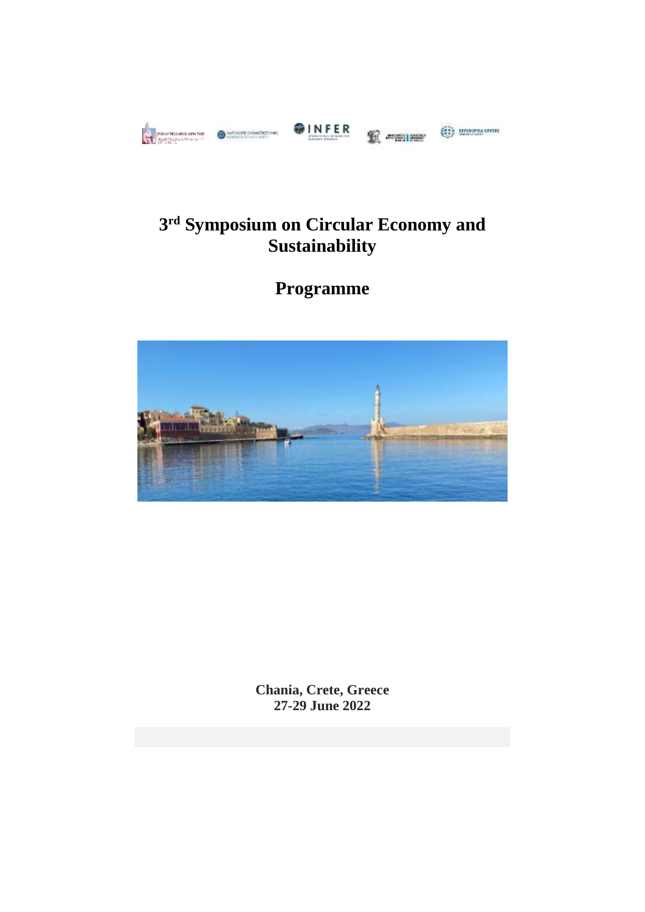# 3rd Symposium on Circular Economy and Sustainability

# Programme

**Chania, Crete, Greece**
**27-29 June 2022**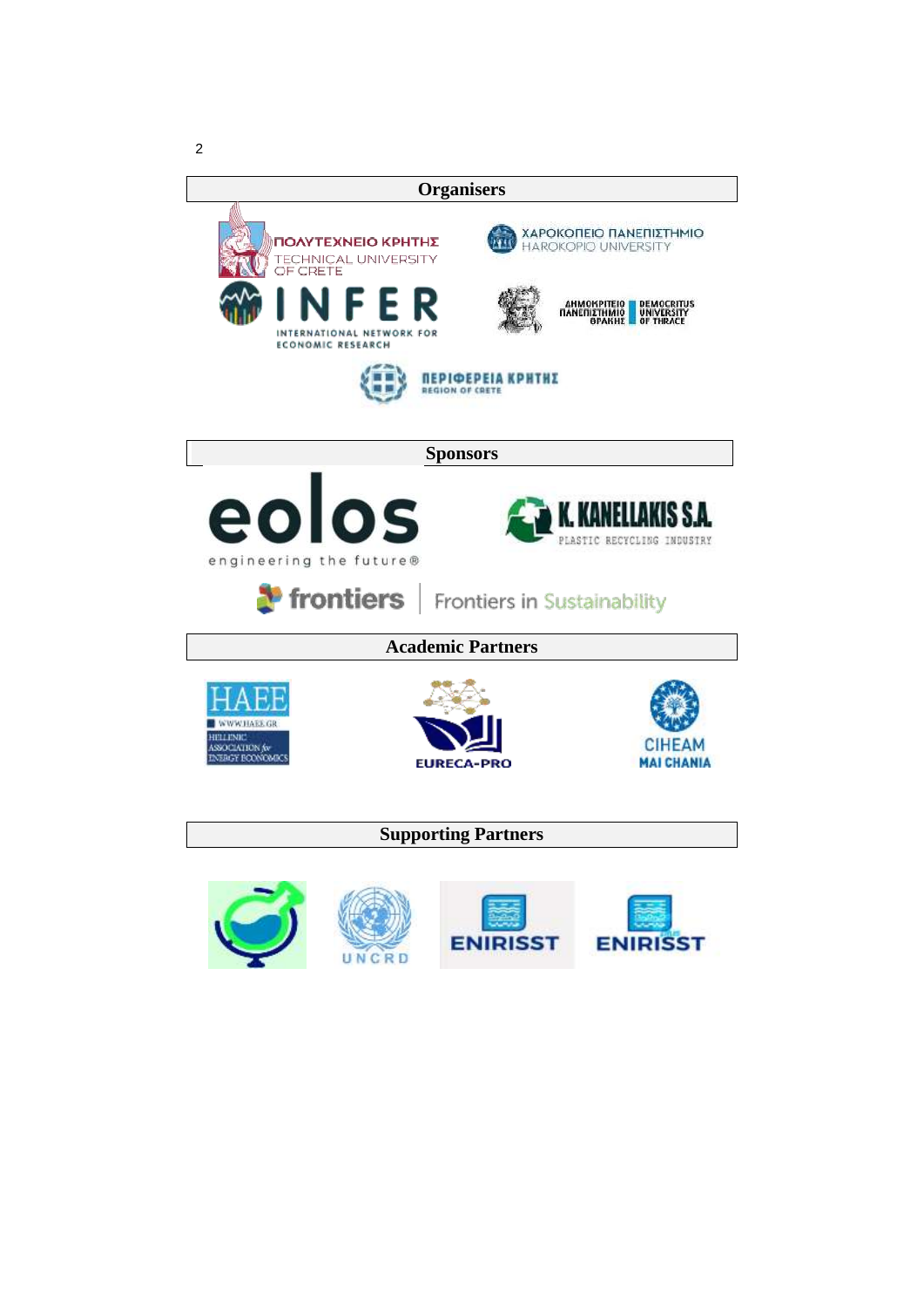## Organisers

ΠΟΛΥΤΕΧΝΕΙΟ ΚΡΗΤΗΣ
TECHNICAL UNIVERSITY OF CRETE

ΧΑΡΟΚΟΠΕΙΟ ΠΑΝΕΠΙΣΤΗΜΙΟ
HAROKOPIO UNIVERSITY

INFER
INTERNATIONAL NETWORK FOR ECONOMIC RESEARCH

ΔΗΜΟΚΡΙΤΕΙΟ ΠΑΝΕΠΙΣΤΗΜΙΟ ΘΡΑΚΗΣ
DEMOCRITUS UNIVERSITY OF THRACE

ΠΕΡΙΦΕΡΕΙΑ ΚΡΗΤΗΣ
REGION OF CRETE

## Sponsors

eolos
engineering the future®

K. KANELLAKIS S.A.
PLASTIC RECYCLING INDUSTRY

frontiers | Frontiers in Sustainability

## Academic Partners

HAEE
WWW.HAEE.GR
HELLENIC ASSOCIATION for ENERGY ECONOMICS

EURECA-PRO

CIHEAM
MAI CHANIA

## Supporting Partners

UNCRD

ENIRISST

ENIRISST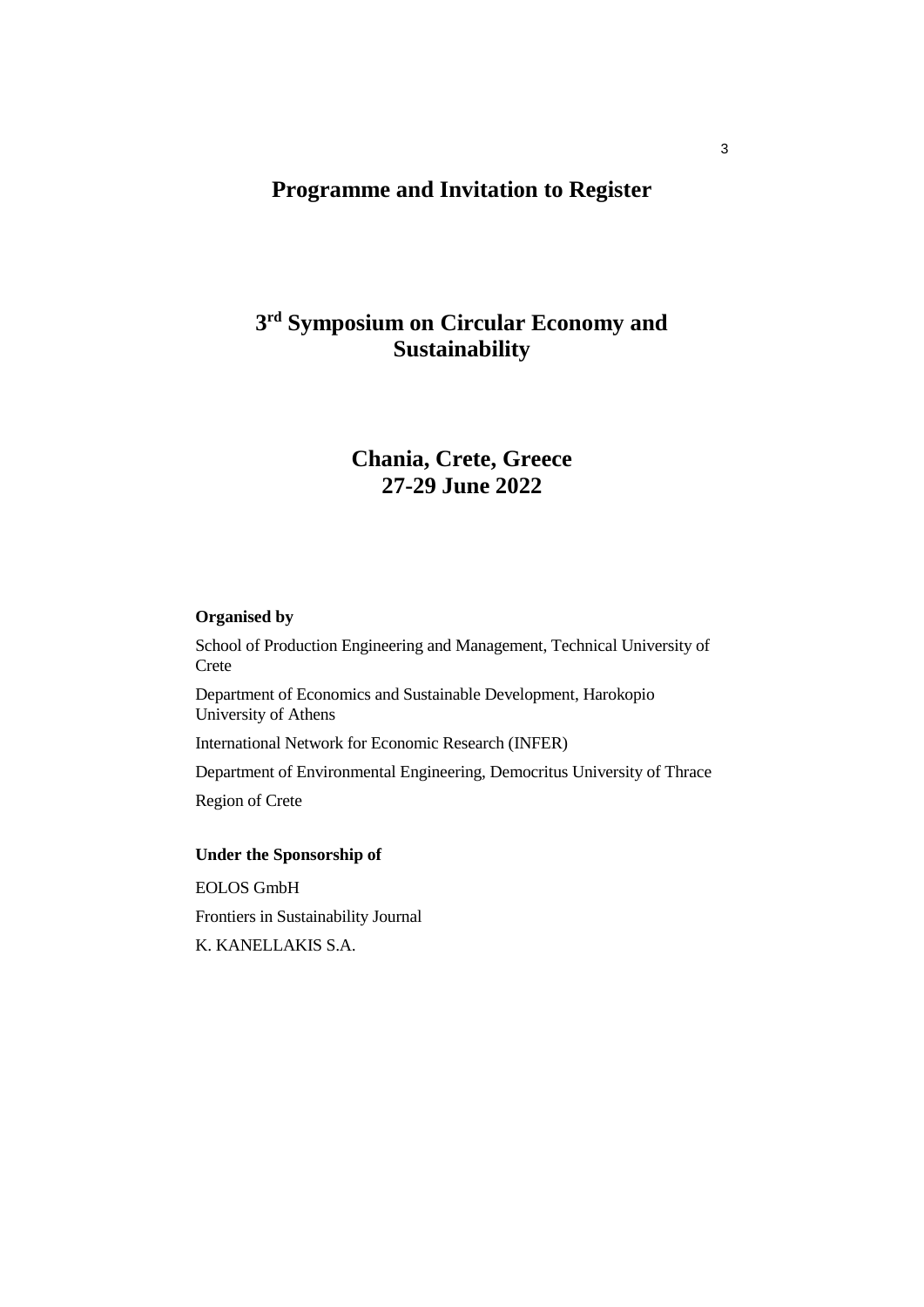# Programme and Invitation to Register

## 3rd Symposium on Circular Economy and Sustainability

## Chania, Crete, Greece
## 27-29 June 2022

**Organised by**

School of Production Engineering and Management, Technical University of Crete

Department of Economics and Sustainable Development, Harokopio University of Athens

International Network for Economic Research (INFER)

Department of Environmental Engineering, Democritus University of Thrace

Region of Crete

**Under the Sponsorship of**

EOLOS GmbH

Frontiers in Sustainability Journal

K. KANELLAKIS S.A.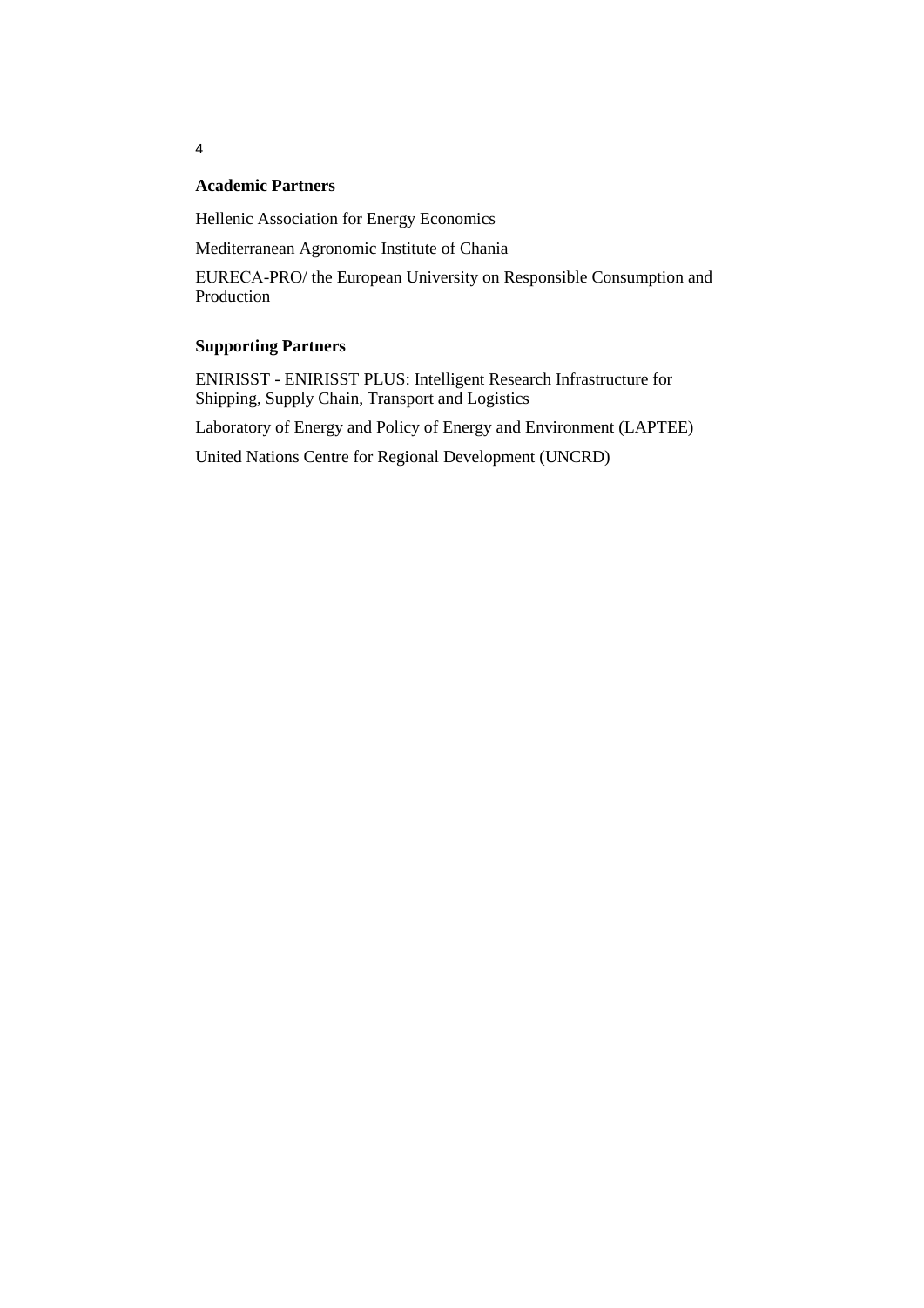**Academic Partners**

Hellenic Association for Energy Economics

Mediterranean Agronomic Institute of Chania

EURECA-PRO/ the European University on Responsible Consumption and Production

**Supporting Partners**

ENIRISST - ENIRISST PLUS: Intelligent Research Infrastructure for Shipping, Supply Chain, Transport and Logistics

Laboratory of Energy and Policy of Energy and Environment (LAPTEE)

United Nations Centre for Regional Development (UNCRD)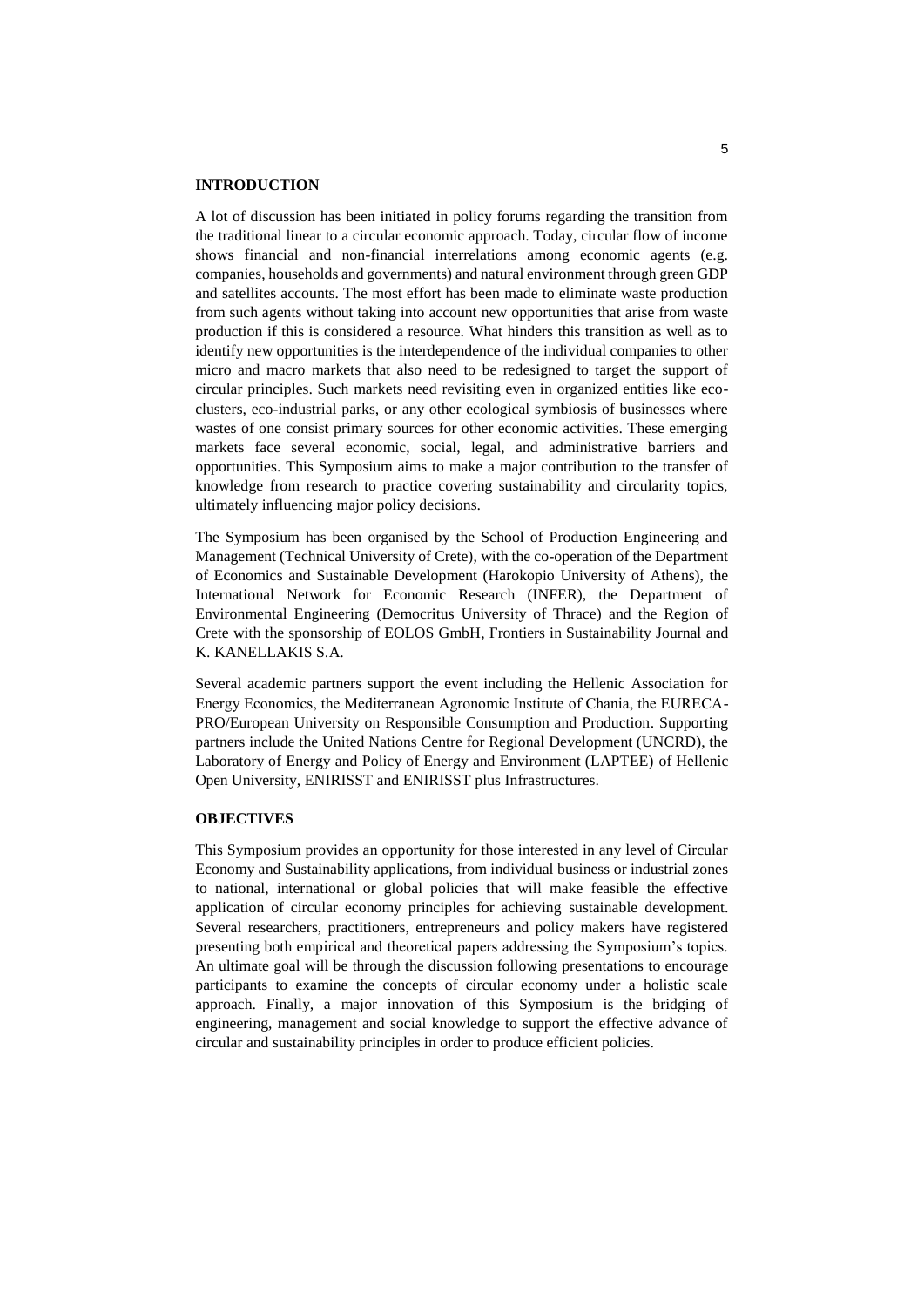## INTRODUCTION

A lot of discussion has been initiated in policy forums regarding the transition from the traditional linear to a circular economic approach. Today, circular flow of income shows financial and non-financial interrelations among economic agents (e.g. companies, households and governments) and natural environment through green GDP and satellites accounts. The most effort has been made to eliminate waste production from such agents without taking into account new opportunities that arise from waste production if this is considered a resource. What hinders this transition as well as to identify new opportunities is the interdependence of the individual companies to other micro and macro markets that also need to be redesigned to target the support of circular principles. Such markets need revisiting even in organized entities like eco-clusters, eco-industrial parks, or any other ecological symbiosis of businesses where wastes of one consist primary sources for other economic activities. These emerging markets face several economic, social, legal, and administrative barriers and opportunities. This Symposium aims to make a major contribution to the transfer of knowledge from research to practice covering sustainability and circularity topics, ultimately influencing major policy decisions.

The Symposium has been organised by the School of Production Engineering and Management (Technical University of Crete), with the co-operation of the Department of Economics and Sustainable Development (Harokopio University of Athens), the International Network for Economic Research (INFER), the Department of Environmental Engineering (Democritus University of Thrace) and the Region of Crete with the sponsorship of EOLOS GmbH, Frontiers in Sustainability Journal and K. KANELLAKIS S.A.

Several academic partners support the event including the Hellenic Association for Energy Economics, the Mediterranean Agronomic Institute of Chania, the EURECA-PRO/European University on Responsible Consumption and Production. Supporting partners include the United Nations Centre for Regional Development (UNCRD), the Laboratory of Energy and Policy of Energy and Environment (LAPTEE) of Hellenic Open University, ENIRISST and ENIRISST plus Infrastructures.

## OBJECTIVES

This Symposium provides an opportunity for those interested in any level of Circular Economy and Sustainability applications, from individual business or industrial zones to national, international or global policies that will make feasible the effective application of circular economy principles for achieving sustainable development. Several researchers, practitioners, entrepreneurs and policy makers have registered presenting both empirical and theoretical papers addressing the Symposium's topics. An ultimate goal will be through the discussion following presentations to encourage participants to examine the concepts of circular economy under a holistic scale approach. Finally, a major innovation of this Symposium is the bridging of engineering, management and social knowledge to support the effective advance of circular and sustainability principles in order to produce efficient policies.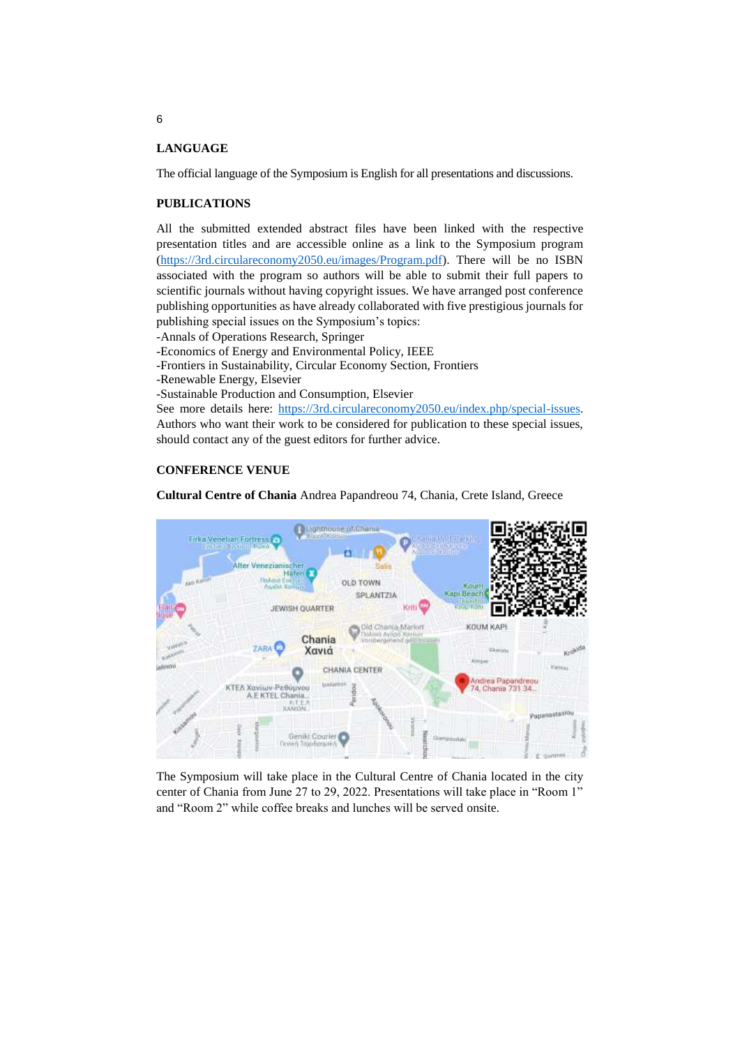## LANGUAGE

The official language of the Symposium is English for all presentations and discussions.

## PUBLICATIONS

All the submitted extended abstract files have been linked with the respective presentation titles and are accessible online as a link to the Symposium program (https://3rd.circulareconomy2050.eu/images/Program.pdf). There will be no ISBN associated with the program so authors will be able to submit their full papers to scientific journals without having copyright issues. We have arranged post conference publishing opportunities as have already collaborated with five prestigious journals for publishing special issues on the Symposium's topics:

-Annals of Operations Research, Springer
-Economics of Energy and Environmental Policy, IEEE
-Frontiers in Sustainability, Circular Economy Section, Frontiers
-Renewable Energy, Elsevier
-Sustainable Production and Consumption, Elsevier

See more details here: https://3rd.circulareconomy2050.eu/index.php/special-issues. Authors who want their work to be considered for publication to these special issues, should contact any of the guest editors for further advice.

## CONFERENCE VENUE

**Cultural Centre of Chania** Andrea Papandreou 74, Chania, Crete Island, Greece

The Symposium will take place in the Cultural Centre of Chania located in the city center of Chania from June 27 to 29, 2022. Presentations will take place in "Room 1" and "Room 2" while coffee breaks and lunches will be served onsite.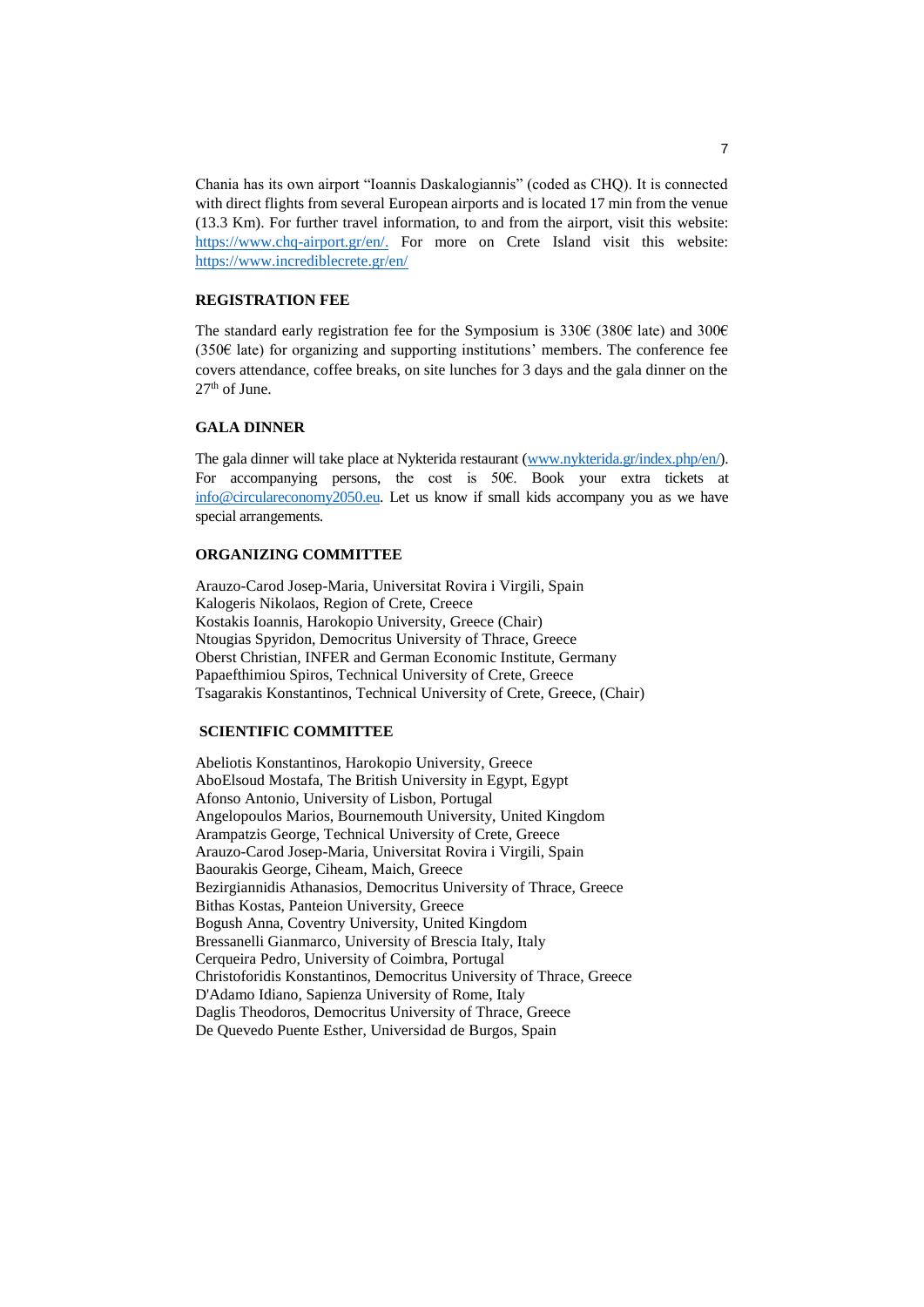Chania has its own airport "Ioannis Daskalogiannis" (coded as CHQ). It is connected with direct flights from several European airports and is located 17 min from the venue (13.3 Km). For further travel information, to and from the airport, visit this website: [https://www.chq-airport.gr/en/.](https://www.chq-airport.gr/en/) For more on Crete Island visit this website: [https://www.incrediblecrete.gr/en/](https://www.incrediblecrete.gr/en/)

### REGISTRATION FEE

The standard early registration fee for the Symposium is 330€ (380€ late) and 300€ (350€ late) for organizing and supporting institutions' members. The conference fee covers attendance, coffee breaks, on site lunches for 3 days and the gala dinner on the 27th of June.

### GALA DINNER

The gala dinner will take place at Nykterida restaurant ([www.nykterida.gr/index.php/en/](http://www.nykterida.gr/index.php/en/)). For accompanying persons, the cost is 50€. Book your extra tickets at [info@circulareconomy2050.eu](mailto:info@circulareconomy2050.eu). Let us know if small kids accompany you as we have special arrangements.

### ORGANIZING COMMITTEE

Arauzo-Carod Josep-Maria, Universitat Rovira i Virgili, Spain
Kalogeris Nikolaos, Region of Crete, Creece
Kostakis Ioannis, Harokopio University, Greece (Chair)
Ntougias Spyridon, Democritus University of Thrace, Greece
Oberst Christian, INFER and German Economic Institute, Germany
Papaefthimiou Spiros, Technical University of Crete, Greece
Tsagarakis Konstantinos, Technical University of Crete, Greece, (Chair)

### SCIENTIFIC COMMITTEE

Abeliotis Konstantinos, Harokopio University, Greece
AboElsoud Mostafa, The British University in Egypt, Egypt
Afonso Antonio, University of Lisbon, Portugal
Angelopoulos Marios, Bournemouth University, United Kingdom
Arampatzis George, Technical University of Crete, Greece
Arauzo-Carod Josep-Maria, Universitat Rovira i Virgili, Spain
Baourakis George, Ciheam, Maich, Greece
Bezirgiannidis Athanasios, Democritus University of Thrace, Greece
Bithas Kostas, Panteion University, Greece
Bogush Anna, Coventry University, United Kingdom
Bressanelli Gianmarco, University of Brescia Italy, Italy
Cerqueira Pedro, University of Coimbra, Portugal
Christoforidis Konstantinos, Democritus University of Thrace, Greece
D'Adamo Idiano, Sapienza University of Rome, Italy
Daglis Theodoros, Democritus University of Thrace, Greece
De Quevedo Puente Esther, Universidad de Burgos, Spain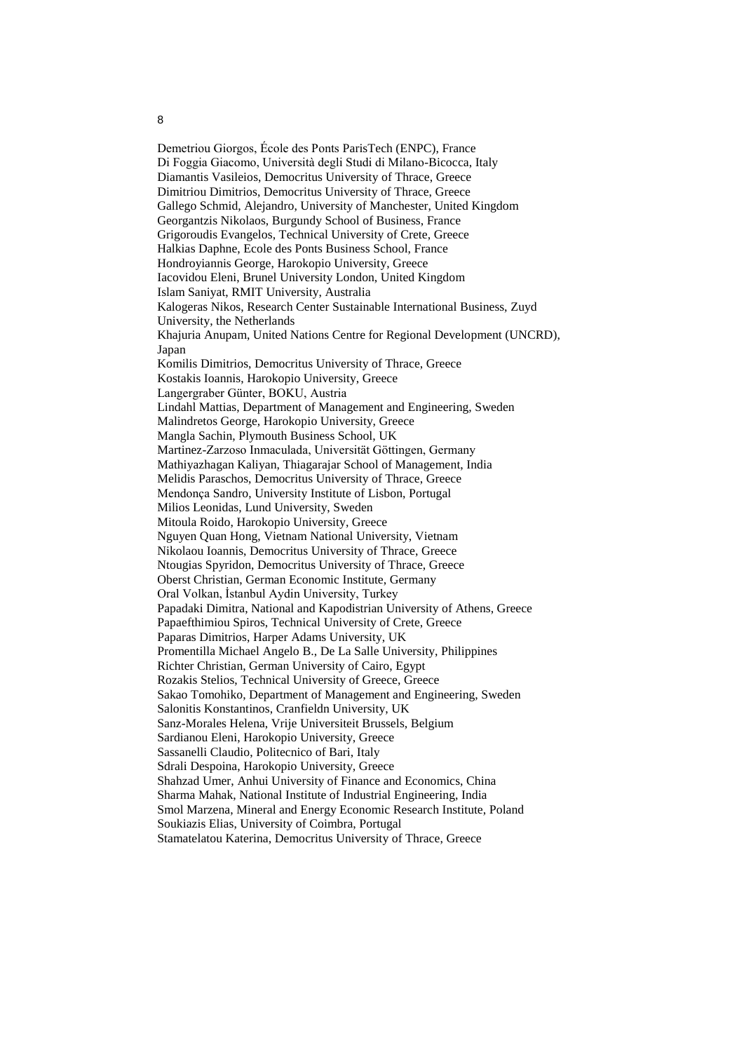Demetriou Giorgos, École des Ponts ParisTech (ENPC), France
Di Foggia Giacomo, Università degli Studi di Milano-Bicocca, Italy
Diamantis Vasileios, Democritus University of Thrace, Greece
Dimitriou Dimitrios, Democritus University of Thrace, Greece
Gallego Schmid, Alejandro, University of Manchester, United Kingdom
Georgantzis Nikolaos, Burgundy School of Business, France
Grigoroudis Evangelos, Technical University of Crete, Greece
Halkias Daphne, Ecole des Ponts Business School, France
Hondroyiannis George, Harokopio University, Greece
Iacovidou Eleni, Brunel University London, United Kingdom
Islam Saniyat, RMIT University, Australia
Kalogeras Nikos, Research Center Sustainable International Business, Zuyd University, the Netherlands
Khajuria Anupam, United Nations Centre for Regional Development (UNCRD), Japan
Komilis Dimitrios, Democritus University of Thrace, Greece
Kostakis Ioannis, Harokopio University, Greece
Langergraber Günter, BOKU, Austria
Lindahl Mattias, Department of Management and Engineering, Sweden
Malindretos George, Harokopio University, Greece
Mangla Sachin, Plymouth Business School, UK
Martinez-Zarzoso Inmaculada, Universität Göttingen, Germany
Mathiyazhagan Kaliyan, Thiagarajar School of Management, India
Melidis Paraschos, Democritus University of Thrace, Greece
Mendonça Sandro, University Institute of Lisbon, Portugal
Milios Leonidas, Lund University, Sweden
Mitoula Roido, Harokopio University, Greece
Nguyen Quan Hong, Vietnam National University, Vietnam
Nikolaou Ioannis, Democritus University of Thrace, Greece
Ntougias Spyridon, Democritus University of Thrace, Greece
Oberst Christian, German Economic Institute, Germany
Oral Volkan, İstanbul Aydin University, Turkey
Papadaki Dimitra, National and Kapodistrian University of Athens, Greece
Papaefthimiou Spiros, Technical University of Crete, Greece
Paparas Dimitrios, Harper Adams University, UK
Promentilla Michael Angelo B., De La Salle University, Philippines
Richter Christian, German University of Cairo, Egypt
Rozakis Stelios, Technical University of Greece, Greece
Sakao Tomohiko, Department of Management and Engineering, Sweden
Salonitis Konstantinos, Cranfieldn University, UK
Sanz-Morales Helena, Vrije Universiteit Brussels, Belgium
Sardianou Eleni, Harokopio University, Greece
Sassanelli Claudio, Politecnico of Bari, Italy
Sdrali Despoina, Harokopio University, Greece
Shahzad Umer, Anhui University of Finance and Economics, China
Sharma Mahak, National Institute of Industrial Engineering, India
Smol Marzena, Mineral and Energy Economic Research Institute, Poland
Soukiazis Elias, University of Coimbra, Portugal
Stamatelatou Katerina, Democritus University of Thrace, Greece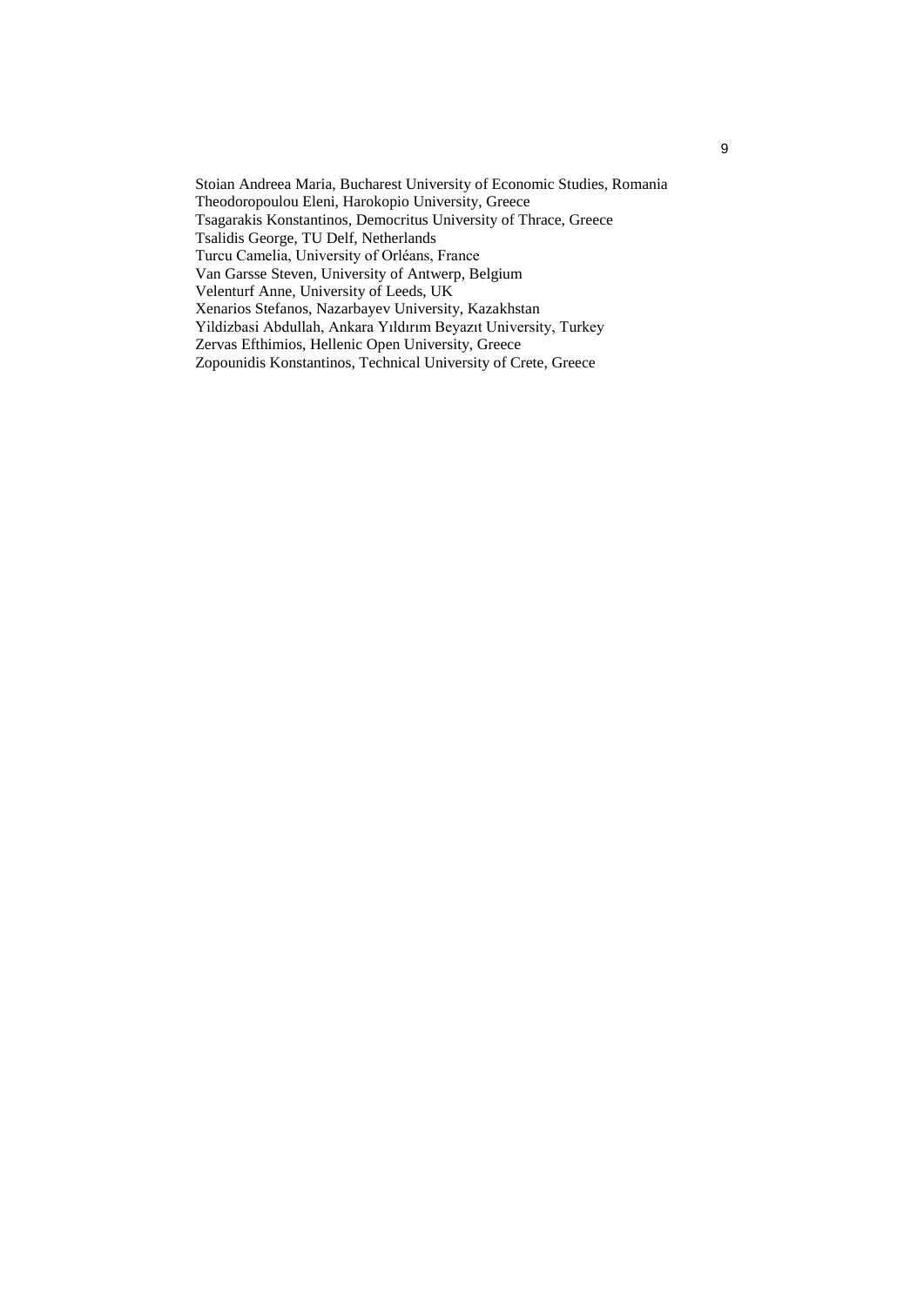Stoian Andreea Maria, Bucharest University of Economic Studies, Romania
Theodoropoulou Eleni, Harokopio University, Greece
Tsagarakis Konstantinos, Democritus University of Thrace, Greece
Tsalidis George, TU Delf, Netherlands
Turcu Camelia, University of Orléans, France
Van Garsse Steven, University of Antwerp, Belgium
Velenturf Anne, University of Leeds, UK
Xenarios Stefanos, Nazarbayev University, Kazakhstan
Yildizbasi Abdullah, Ankara Yıldırım Beyazıt University, Turkey
Zervas Efthimios, Hellenic Open University, Greece
Zopounidis Konstantinos, Technical University of Crete, Greece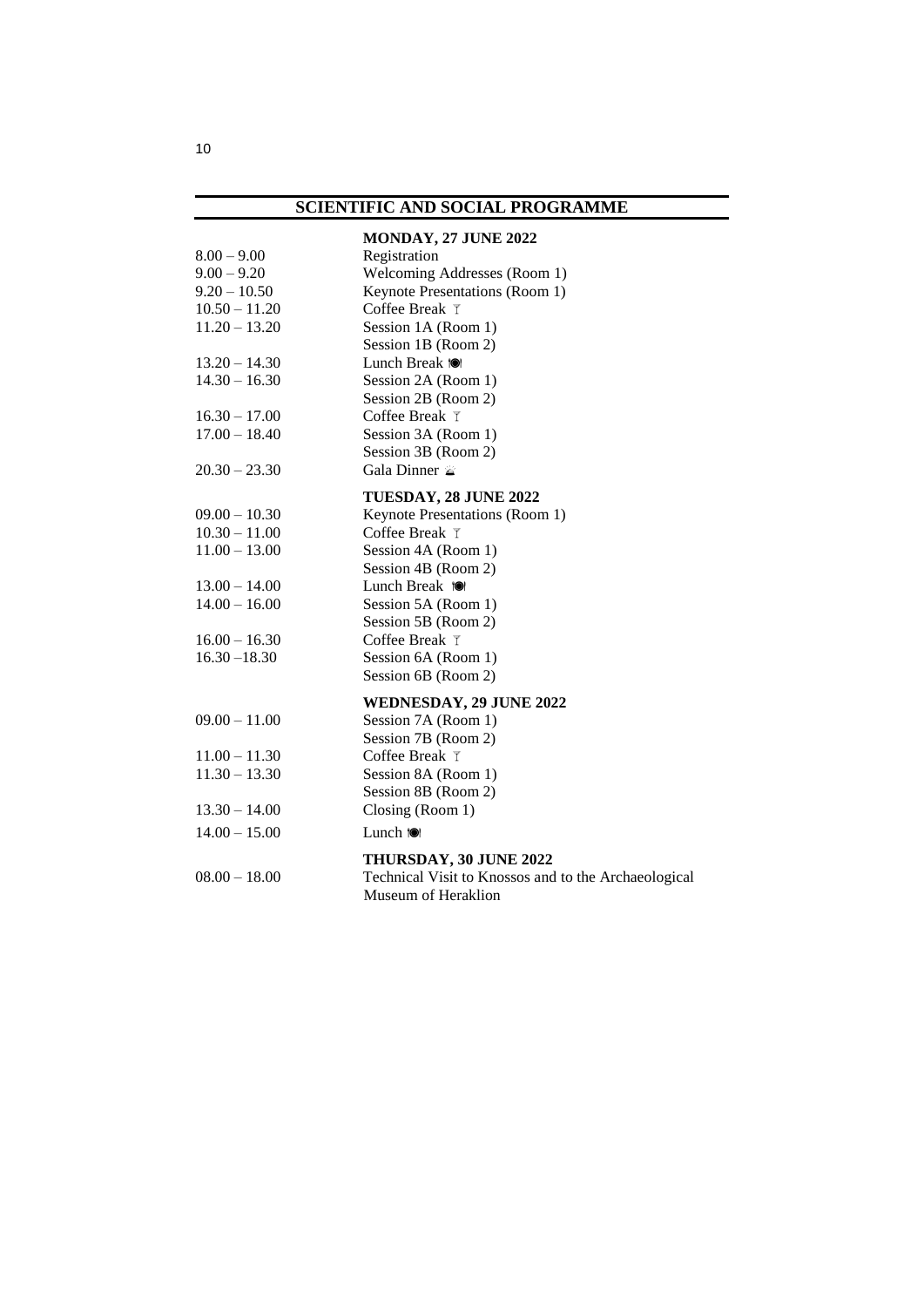## SCIENTIFIC AND SOCIAL PROGRAMME

### MONDAY, 27 JUNE 2022

| | |
|---|---|
| 8.00 – 9.00 | Registration |
| 9.00 – 9.20 | Welcoming Addresses (Room 1) |
| 9.20 – 10.50 | Keynote Presentations (Room 1) |
| 10.50 – 11.20 | Coffee Break |
| 11.20 – 13.20 | Session 1A (Room 1)<br>Session 1B (Room 2) |
| 13.20 – 14.30 | Lunch Break |
| 14.30 – 16.30 | Session 2A (Room 1)<br>Session 2B (Room 2) |
| 16.30 – 17.00 | Coffee Break |
| 17.00 – 18.40 | Session 3A (Room 1)<br>Session 3B (Room 2) |
| 20.30 – 23.30 | Gala Dinner |

### TUESDAY, 28 JUNE 2022

| | |
|---|---|
| 09.00 – 10.30 | Keynote Presentations (Room 1) |
| 10.30 – 11.00 | Coffee Break |
| 11.00 – 13.00 | Session 4A (Room 1)<br>Session 4B (Room 2) |
| 13.00 – 14.00 | Lunch Break |
| 14.00 – 16.00 | Session 5A (Room 1)<br>Session 5B (Room 2) |
| 16.00 – 16.30 | Coffee Break |
| 16.30 –18.30 | Session 6A (Room 1)<br>Session 6B (Room 2) |

### WEDNESDAY, 29 JUNE 2022

| | |
|---|---|
| 09.00 – 11.00 | Session 7A (Room 1)<br>Session 7B (Room 2) |
| 11.00 – 11.30 | Coffee Break |
| 11.30 – 13.30 | Session 8A (Room 1)<br>Session 8B (Room 2) |
| 13.30 – 14.00 | Closing (Room 1) |
| 14.00 – 15.00 | Lunch |

### THURSDAY, 30 JUNE 2022

| | |
|---|---|
| 08.00 – 18.00 | Technical Visit to Knossos and to the Archaeological Museum of Heraklion |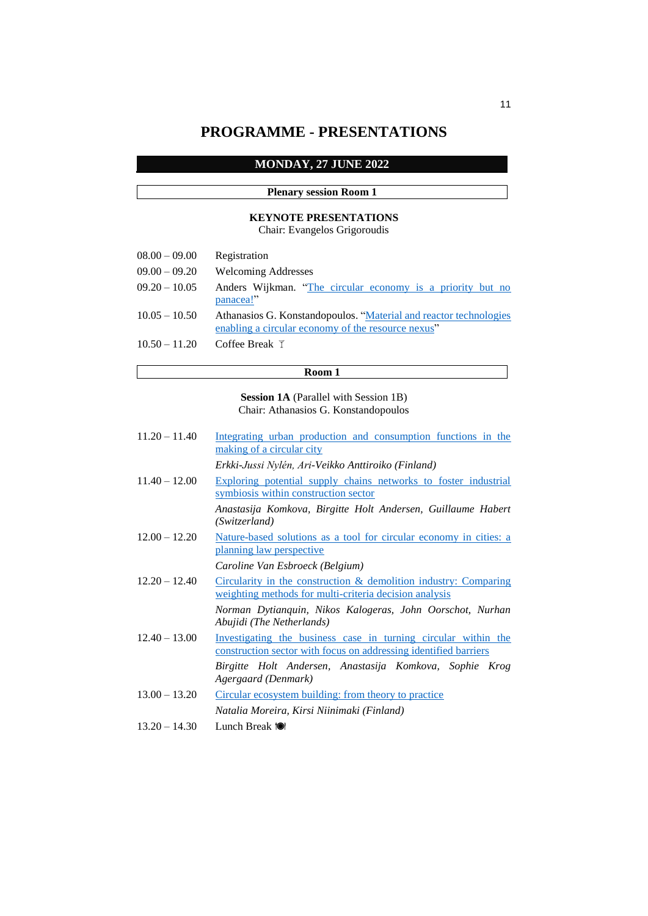# PROGRAMME - PRESENTATIONS

## MONDAY, 27 JUNE 2022

**Plenary session Room 1**

**KEYNOTE PRESENTATIONS**
Chair: Evangelos Grigoroudis

| | |
|---|---|
| 08.00 – 09.00 | Registration |
| 09.00 – 09.20 | Welcoming Addresses |
| 09.20 – 10.05 | Anders Wijkman. "The circular economy is a priority but no panacea!" |
| 10.05 – 10.50 | Athanasios G. Konstandopoulos. "Material and reactor technologies enabling a circular economy of the resource nexus" |
| 10.50 – 11.20 | Coffee Break |

**Room 1**

**Session 1A** (Parallel with Session 1B)
Chair: Athanasios G. Konstandopoulos

| | |
|---|---|
| 11.20 – 11.40 | Integrating urban production and consumption functions in the making of a circular city |
| | *Erkki-Jussi Nylén, Ari-Veikko Anttiroiko (Finland)* |
| 11.40 – 12.00 | Exploring potential supply chains networks to foster industrial symbiosis within construction sector |
| | *Anastasija Komkova, Birgitte Holt Andersen, Guillaume Habert (Switzerland)* |
| 12.00 – 12.20 | Nature-based solutions as a tool for circular economy in cities: a planning law perspective |
| | *Caroline Van Esbroeck (Belgium)* |
| 12.20 – 12.40 | Circularity in the construction & demolition industry: Comparing weighting methods for multi-criteria decision analysis |
| | *Norman Dytianquin, Nikos Kalogeras, John Oorschot, Nurhan Abujidi (The Netherlands)* |
| 12.40 – 13.00 | Investigating the business case in turning circular within the construction sector with focus on addressing identified barriers |
| | *Birgitte Holt Andersen, Anastasija Komkova, Sophie Krog Agergaard (Denmark)* |
| 13.00 – 13.20 | Circular ecosystem building: from theory to practice |
| | *Natalia Moreira, Kirsi Niinimaki (Finland)* |
| 13.20 – 14.30 | Lunch Break |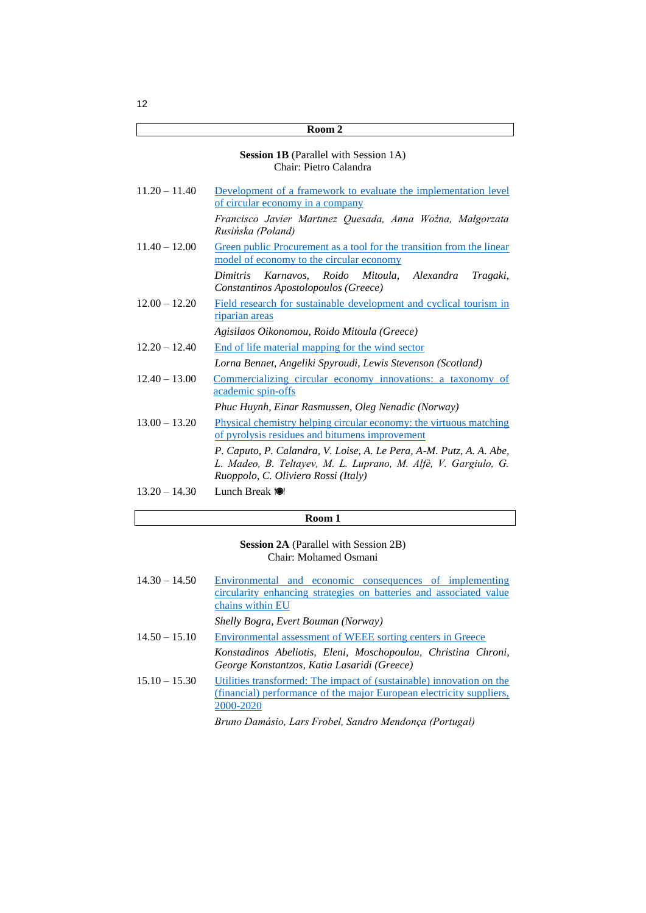## Room 2

**Session 1B** (Parallel with Session 1A)
Chair: Pietro Calandra

11.20 – 11.40 Development of a framework to evaluate the implementation level of circular economy in a company

*Francisco Javier Martınez Quesada, Anna Woźna, Małgorzata Rusińska (Poland)*

11.40 – 12.00 Green public Procurement as a tool for the transition from the linear model of economy to the circular economy

*Dimitris Karnavos, Roido Mitoula, Alexandra Tragaki, Constantinos Apostolopoulos (Greece)*

12.00 – 12.20 Field research for sustainable development and cyclical tourism in riparian areas

*Agisilaos Oikonomou, Roido Mitoula (Greece)*

12.20 – 12.40 End of life material mapping for the wind sector

*Lorna Bennet, Angeliki Spyroudi, Lewis Stevenson (Scotland)*

12.40 – 13.00 Commercializing circular economy innovations: a taxonomy of academic spin-offs

*Phuc Huynh, Einar Rasmussen, Oleg Nenadic (Norway)*

13.00 – 13.20 Physical chemistry helping circular economy: the virtuous matching of pyrolysis residues and bitumens improvement

*P. Caputo, P. Calandra, V. Loise, A. Le Pera, A-M. Putz, A. A. Abe, L. Madeo, B. Teltayev, M. L. Luprano, M. Alfè, V. Gargiulo, G. Ruoppolo, C. Oliviero Rossi (Italy)*

13.20 – 14.30 Lunch Break 🍽

## Room 1

**Session 2A** (Parallel with Session 2B)
Chair: Mohamed Osmani

14.30 – 14.50 Environmental and economic consequences of implementing circularity enhancing strategies on batteries and associated value chains within EU

*Shelly Bogra, Evert Bouman (Norway)*

14.50 – 15.10 Environmental assessment of WEEE sorting centers in Greece

*Konstadinos Abeliotis, Eleni, Moschopoulou, Christina Chroni, George Konstantzos, Katia Lasaridi (Greece)*

15.10 – 15.30 Utilities transformed: The impact of (sustainable) innovation on the (financial) performance of the major European electricity suppliers, 2000-2020

*Bruno Damásio, Lars Frobel, Sandro Mendonça (Portugal)*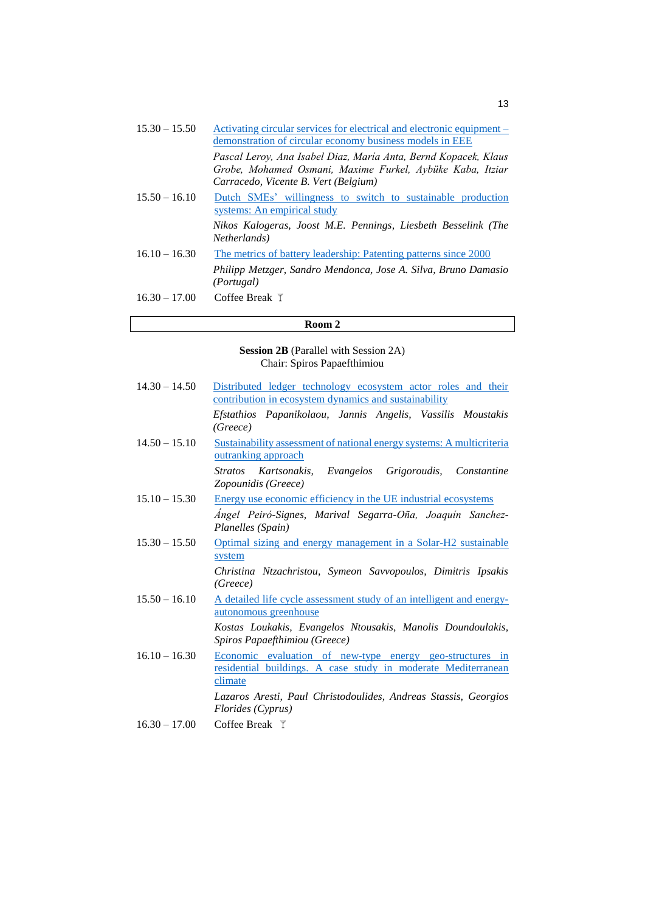15.30 – 15.50 Activating circular services for electrical and electronic equipment – demonstration of circular economy business models in EEE

*Pascal Leroy, Ana Isabel Diaz, María Anta, Bernd Kopacek, Klaus Grobe, Mohamed Osmani, Maxime Furkel, Aybüke Kaba, Itziar Carracedo, Vicente B. Vert (Belgium)*

15.50 – 16.10 Dutch SMEs' willingness to switch to sustainable production systems: An empirical study

*Nikos Kalogeras, Joost M.E. Pennings, Liesbeth Besselink (The Netherlands)*

16.10 – 16.30 The metrics of battery leadership: Patenting patterns since 2000

*Philipp Metzger, Sandro Mendonca, Jose A. Silva, Bruno Damasio (Portugal)*

16.30 – 17.00 Coffee Break

## Room 2

**Session 2B** (Parallel with Session 2A)
Chair: Spiros Papaefthimiou

14.30 – 14.50 Distributed ledger technology ecosystem actor roles and their contribution in ecosystem dynamics and sustainability

*Efstathios Papanikolaou, Jannis Angelis, Vassilis Moustakis (Greece)*

14.50 – 15.10 Sustainability assessment of national energy systems: A multicriteria outranking approach

*Stratos Kartsonakis, Evangelos Grigoroudis, Constantine Zopounidis (Greece)*

15.10 – 15.30 Energy use economic efficiency in the UE industrial ecosystems

*Ángel Peiró-Signes, Marival Segarra-Oña, Joaquín Sanchez-Planelles (Spain)*

15.30 – 15.50 Optimal sizing and energy management in a Solar-H2 sustainable system

*Christina Ntzachristou, Symeon Savvopoulos, Dimitris Ipsakis (Greece)*

15.50 – 16.10 A detailed life cycle assessment study of an intelligent and energy-autonomous greenhouse

*Kostas Loukakis, Evangelos Ntousakis, Manolis Doundoulakis, Spiros Papaefthimiou (Greece)*

16.10 – 16.30 Economic evaluation of new-type energy geo-structures in residential buildings. A case study in moderate Mediterranean climate

*Lazaros Aresti, Paul Christodoulides, Andreas Stassis, Georgios Florides (Cyprus)*

16.30 – 17.00 Coffee Break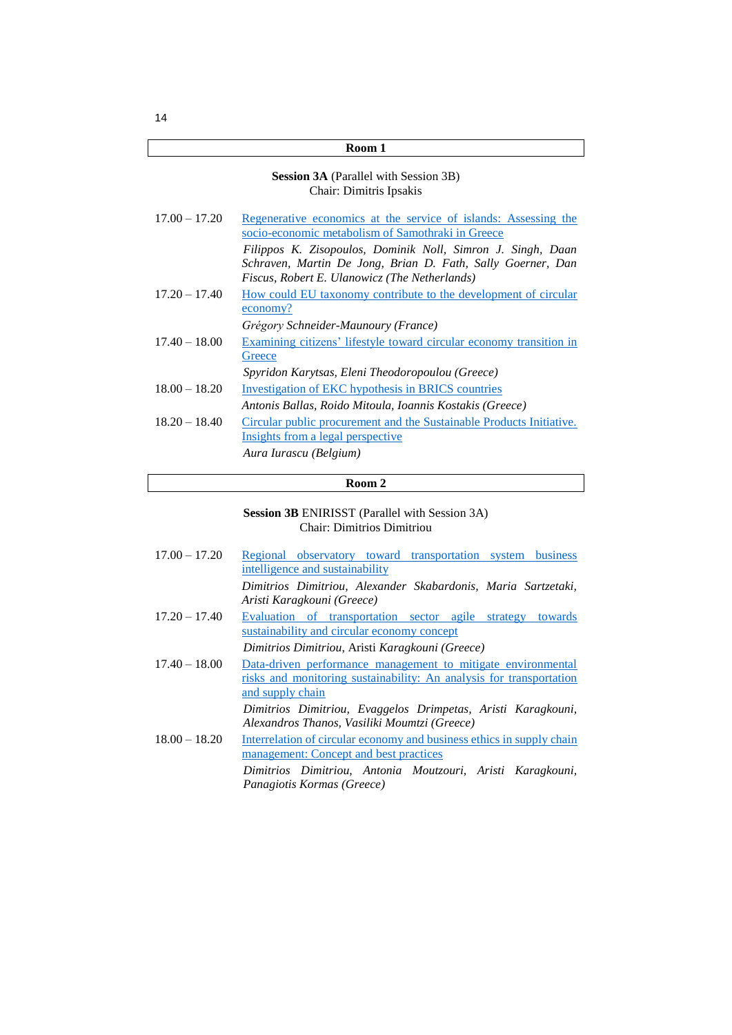## Room 1

**Session 3A** (Parallel with Session 3B)
Chair: Dimitris Ipsakis

| | |
|---|---|
| 17.00 – 17.20 | Regenerative economics at the service of islands: Assessing the socio-economic metabolism of Samothraki in Greece<br>*Filippos K. Zisopoulos, Dominik Noll, Simron J. Singh, Daan Schraven, Martin De Jong, Brian D. Fath, Sally Goerner, Dan Fiscus, Robert E. Ulanowicz (The Netherlands)* |
| 17.20 – 17.40 | How could EU taxonomy contribute to the development of circular economy?<br>*Grégory Schneider-Maunoury (France)* |
| 17.40 – 18.00 | Examining citizens' lifestyle toward circular economy transition in Greece<br>*Spyridon Karytsas, Eleni Theodoropoulou (Greece)* |
| 18.00 – 18.20 | Investigation of EKC hypothesis in BRICS countries<br>*Antonis Ballas, Roido Mitoula, Ioannis Kostakis (Greece)* |
| 18.20 – 18.40 | Circular public procurement and the Sustainable Products Initiative. Insights from a legal perspective<br>*Aura Iurascu (Belgium)* |

## Room 2

**Session 3B** ENIRISST (Parallel with Session 3A)
Chair: Dimitrios Dimitriou

| | |
|---|---|
| 17.00 – 17.20 | Regional observatory toward transportation system business intelligence and sustainability<br>*Dimitrios Dimitriou, Alexander Skabardonis, Maria Sartzetaki, Aristi Karagkouni (Greece)* |
| 17.20 – 17.40 | Evaluation of transportation sector agile strategy towards sustainability and circular economy concept<br>*Dimitrios Dimitriou*, Aristi *Karagkouni (Greece)* |
| 17.40 – 18.00 | Data-driven performance management to mitigate environmental risks and monitoring sustainability: An analysis for transportation and supply chain<br>*Dimitrios Dimitriou, Evaggelos Drimpetas, Aristi Karagkouni, Alexandros Thanos, Vasiliki Moumtzi (Greece)* |
| 18.00 – 18.20 | Interrelation of circular economy and business ethics in supply chain management: Concept and best practices<br>*Dimitrios Dimitriou, Antonia Moutzouri, Aristi Karagkouni, Panagiotis Kormas (Greece)* |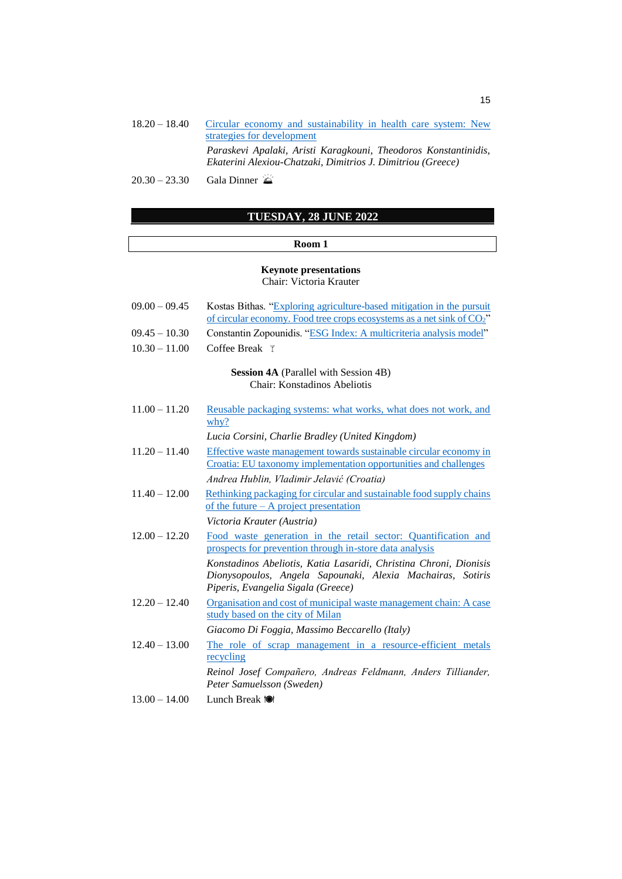18.20 – 18.40 Circular economy and sustainability in health care system: New strategies for development

*Paraskevi Apalaki, Aristi Karagkouni, Theodoros Konstantinidis, Ekaterini Alexiou-Chatzaki, Dimitrios J. Dimitriou (Greece)*

20.30 – 23.30 Gala Dinner

## TUESDAY, 28 JUNE 2022

### Room 1

**Keynote presentations**
Chair: Victoria Krauter

09.00 – 09.45 Kostas Bithas. "Exploring agriculture-based mitigation in the pursuit of circular economy. Food tree crops ecosystems as a net sink of $CO_2$"

09.45 – 10.30 Constantin Zopounidis. "ESG Index: A multicriteria analysis model"

10.30 – 11.00 Coffee Break

**Session 4A** (Parallel with Session 4B)
Chair: Konstadinos Abeliotis

11.00 – 11.20 Reusable packaging systems: what works, what does not work, and why?

*Lucia Corsini, Charlie Bradley (United Kingdom)*

11.20 – 11.40 Effective waste management towards sustainable circular economy in Croatia: EU taxonomy implementation opportunities and challenges

*Andrea Hublin, Vladimir Jelavić (Croatia)*

11.40 – 12.00 Rethinking packaging for circular and sustainable food supply chains of the future – A project presentation

*Victoria Krauter (Austria)*

12.00 – 12.20 Food waste generation in the retail sector: Quantification and prospects for prevention through in-store data analysis

*Konstadinos Abeliotis, Katia Lasaridi, Christina Chroni, Dionisis Dionysopoulos, Angela Sapounaki, Alexia Machairas, Sotiris Piperis, Evangelia Sigala (Greece)*

12.20 – 12.40 Organisation and cost of municipal waste management chain: A case study based on the city of Milan

*Giacomo Di Foggia, Massimo Beccarello (Italy)*

12.40 – 13.00 The role of scrap management in a resource-efficient metals recycling

*Reinol Josef Compañero, Andreas Feldmann, Anders Tilliander, Peter Samuelsson (Sweden)*

13.00 – 14.00 Lunch Break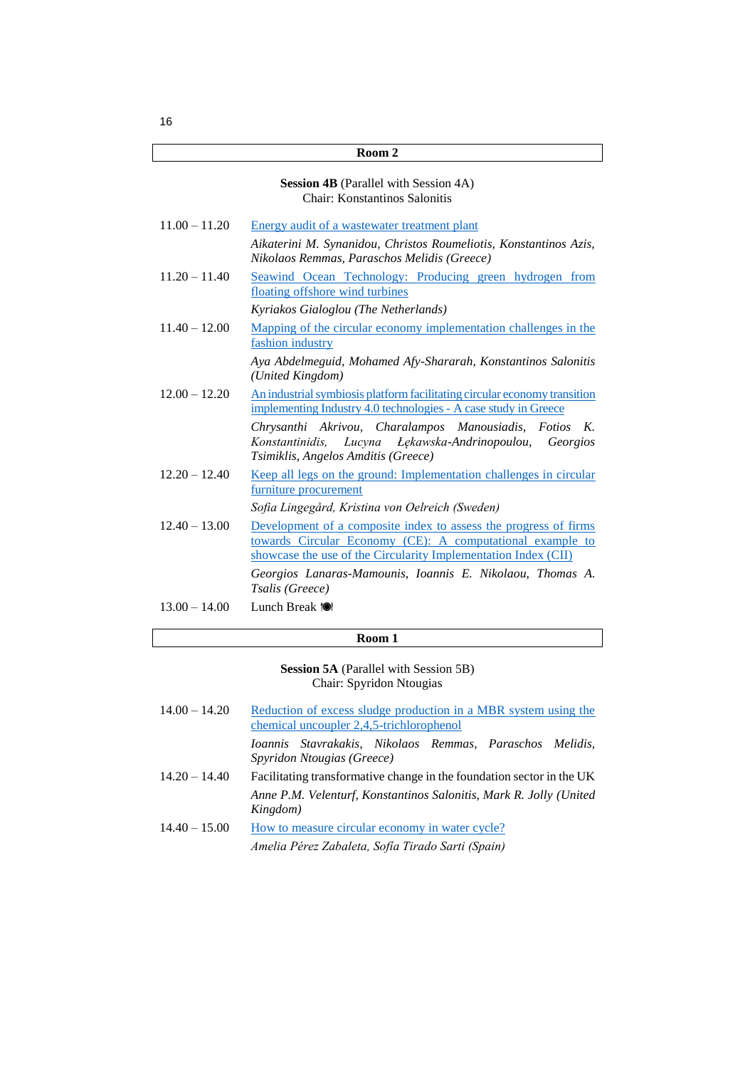## Room 2

**Session 4B** (Parallel with Session 4A)
Chair: Konstantinos Salonitis

| | |
|---|---|
| 11.00 – 11.20 | Energy audit of a wastewater treatment plant<br>*Aikaterini M. Synanidou, Christos Roumeliotis, Konstantinos Azis, Nikolaos Remmas, Paraschos Melidis (Greece)* |
| 11.20 – 11.40 | Seawind Ocean Technology: Producing green hydrogen from floating offshore wind turbines<br>*Kyriakos Gialoglou (The Netherlands)* |
| 11.40 – 12.00 | Mapping of the circular economy implementation challenges in the fashion industry<br>*Aya Abdelmeguid, Mohamed Afy-Shararah, Konstantinos Salonitis (United Kingdom)* |
| 12.00 – 12.20 | An industrial symbiosis platform facilitating circular economy transition implementing Industry 4.0 technologies - A case study in Greece<br>*Chrysanthi Akrivou, Charalampos Manousiadis, Fotios K. Konstantinidis, Lucyna Łękawska-Andrinopoulou, Georgios Tsimiklis, Angelos Amditis (Greece)* |
| 12.20 – 12.40 | Keep all legs on the ground: Implementation challenges in circular furniture procurement<br>*Sofia Lingegård, Kristina von Oelreich (Sweden)* |
| 12.40 – 13.00 | Development of a composite index to assess the progress of firms towards Circular Economy (CE): A computational example to showcase the use of the Circularity Implementation Index (CII)<br>*Georgios Lanaras-Mamounis, Ioannis E. Nikolaou, Thomas A. Tsalis (Greece)* |
| 13.00 – 14.00 | Lunch Break 🍽 |

## Room 1

**Session 5A** (Parallel with Session 5B)
Chair: Spyridon Ntougias

| | |
|---|---|
| 14.00 – 14.20 | Reduction of excess sludge production in a MBR system using the chemical uncoupler 2,4,5-trichlorophenol<br>*Ioannis Stavrakakis, Nikolaos Remmas, Paraschos Melidis, Spyridon Ntougias (Greece)* |
| 14.20 – 14.40 | Facilitating transformative change in the foundation sector in the UK<br>*Anne P.M. Velenturf, Konstantinos Salonitis, Mark R. Jolly (United Kingdom)* |
| 14.40 – 15.00 | How to measure circular economy in water cycle?<br>*Amelia Pérez Zabaleta, Sofía Tirado Sarti (Spain)* |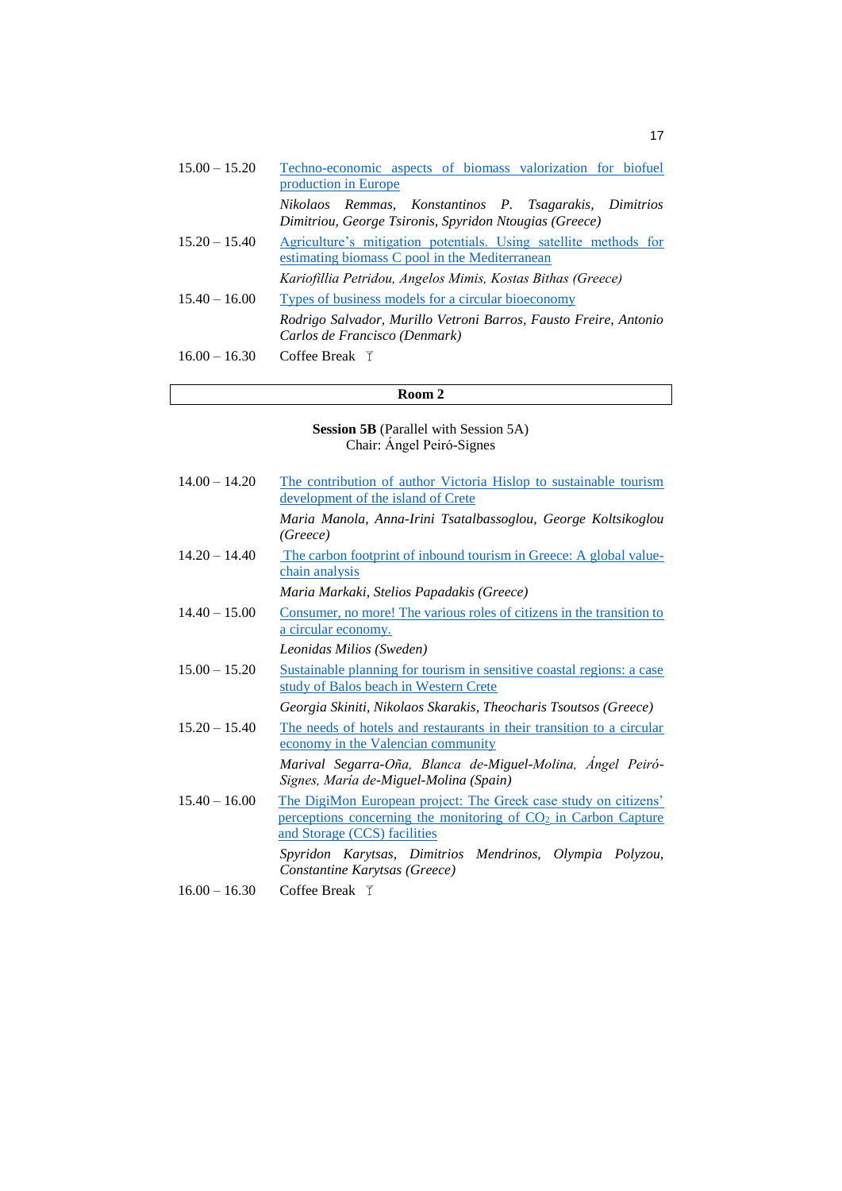| | |
|---|---|
| 15.00 – 15.20 | Techno-economic aspects of biomass valorization for biofuel production in Europe |
| | *Nikolaos Remmas, Konstantinos P. Tsagarakis, Dimitrios Dimitriou, George Tsironis, Spyridon Ntougias (Greece)* |
| 15.20 – 15.40 | Agriculture's mitigation potentials. Using satellite methods for estimating biomass C pool in the Mediterranean |
| | *Kariofillia Petridou, Angelos Mimis, Kostas Bithas (Greece)* |
| 15.40 – 16.00 | Types of business models for a circular bioeconomy |
| | *Rodrigo Salvador, Murillo Vetroni Barros, Fausto Freire, Antonio Carlos de Francisco (Denmark)* |
| 16.00 – 16.30 | Coffee Break |

**Room 2**

**Session 5B** (Parallel with Session 5A)
Chair: Ángel Peiró-Signes

| | |
|---|---|
| 14.00 – 14.20 | The contribution of author Victoria Hislop to sustainable tourism development of the island of Crete |
| | *Maria Manola, Anna-Irini Tsatalbassoglou, George Koltsikoglou (Greece)* |
| 14.20 – 14.40 | The carbon footprint of inbound tourism in Greece: A global value-chain analysis |
| | *Maria Markaki, Stelios Papadakis (Greece)* |
| 14.40 – 15.00 | Consumer, no more! The various roles of citizens in the transition to a circular economy. |
| | *Leonidas Milios (Sweden)* |
| 15.00 – 15.20 | Sustainable planning for tourism in sensitive coastal regions: a case study of Balos beach in Western Crete |
| | *Georgia Skiniti, Nikolaos Skarakis, Theocharis Tsoutsos (Greece)* |
| 15.20 – 15.40 | The needs of hotels and restaurants in their transition to a circular economy in the Valencian community |
| | *Marival Segarra-Oña, Blanca de-Miguel-Molina, Ángel Peiró-Signes, María de-Miguel-Molina (Spain)* |
| 15.40 – 16.00 | The DigiMon European project: The Greek case study on citizens' perceptions concerning the monitoring of $CO_2$ in Carbon Capture and Storage (CCS) facilities |
| | *Spyridon Karytsas, Dimitrios Mendrinos, Olympia Polyzou, Constantine Karytsas (Greece)* |
| 16.00 – 16.30 | Coffee Break |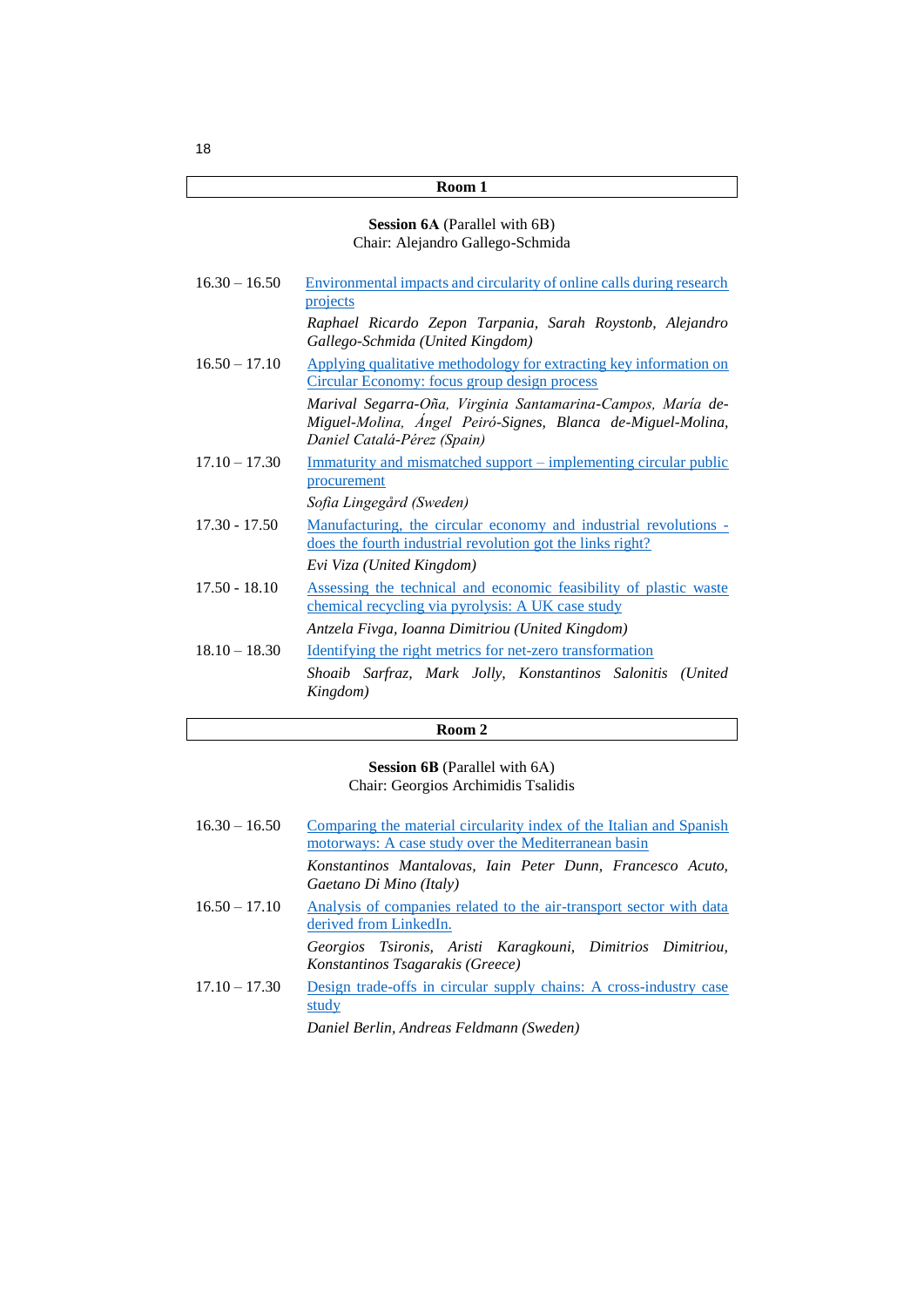## Room 1

**Session 6A** (Parallel with 6B)
Chair: Alejandro Gallego-Schmida

16.30 – 16.50 Environmental impacts and circularity of online calls during research projects

*Raphael Ricardo Zepon Tarpania, Sarah Roystonb, Alejandro Gallego-Schmida (United Kingdom)*

16.50 – 17.10 Applying qualitative methodology for extracting key information on Circular Economy: focus group design process

*Marival Segarra-Oña, Virginia Santamarina-Campos, María de-Miguel-Molina, Ángel Peiró-Signes, Blanca de-Miguel-Molina, Daniel Catalá-Pérez (Spain)*

17.10 – 17.30 Immaturity and mismatched support – implementing circular public procurement

*Sofia Lingegård (Sweden)*

17.30 - 17.50 Manufacturing, the circular economy and industrial revolutions - does the fourth industrial revolution got the links right?

*Evi Viza (United Kingdom)*

17.50 - 18.10 Assessing the technical and economic feasibility of plastic waste chemical recycling via pyrolysis: A UK case study

*Antzela Fivga, Ioanna Dimitriou (United Kingdom)*

18.10 – 18.30 Identifying the right metrics for net-zero transformation

*Shoaib Sarfraz, Mark Jolly, Konstantinos Salonitis (United Kingdom)*

## Room 2

**Session 6B** (Parallel with 6A)
Chair: Georgios Archimidis Tsalidis

16.30 – 16.50 Comparing the material circularity index of the Italian and Spanish motorways: A case study over the Mediterranean basin

*Konstantinos Mantalovas, Iain Peter Dunn, Francesco Acuto, Gaetano Di Mino (Italy)*

16.50 – 17.10 Analysis of companies related to the air-transport sector with data derived from LinkedIn.

*Georgios Tsironis, Aristi Karagkouni, Dimitrios Dimitriou, Konstantinos Tsagarakis (Greece)*

17.10 – 17.30 Design trade-offs in circular supply chains: A cross-industry case study

*Daniel Berlin, Andreas Feldmann (Sweden)*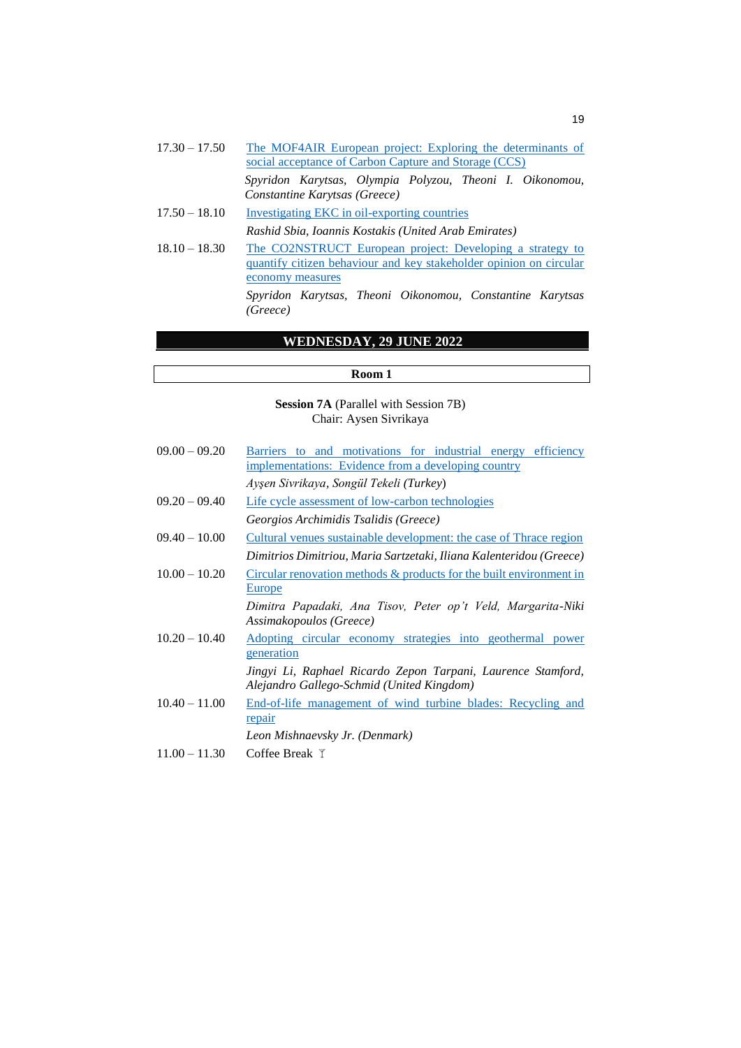17.30 – 17.50 The MOF4AIR European project: Exploring the determinants of social acceptance of Carbon Capture and Storage (CCS)

*Spyridon Karytsas, Olympia Polyzou, Theoni I. Oikonomou, Constantine Karytsas (Greece)*

17.50 – 18.10 Investigating EKC in oil-exporting countries

*Rashid Sbia, Ioannis Kostakis (United Arab Emirates)*

18.10 – 18.30 The CO2NSTRUCT European project: Developing a strategy to quantify citizen behaviour and key stakeholder opinion on circular economy measures

*Spyridon Karytsas, Theoni Oikonomou, Constantine Karytsas (Greece)*

## WEDNESDAY, 29 JUNE 2022

### Room 1

**Session 7A** (Parallel with Session 7B)
Chair: Aysen Sivrikaya

09.00 – 09.20 Barriers to and motivations for industrial energy efficiency implementations: Evidence from a developing country

*Ayşen Sivrikaya, Songül Tekeli (Turkey)*

09.20 – 09.40 Life cycle assessment of low-carbon technologies

*Georgios Archimidis Tsalidis (Greece)*

09.40 – 10.00 Cultural venues sustainable development: the case of Thrace region

*Dimitrios Dimitriou, Maria Sartzetaki, Iliana Kalenteridou (Greece)*

10.00 – 10.20 Circular renovation methods & products for the built environment in Europe

*Dimitra Papadaki, Ana Tisov, Peter op't Veld, Margarita-Niki Assimakopoulos (Greece)*

10.20 – 10.40 Adopting circular economy strategies into geothermal power generation

*Jingyi Li, Raphael Ricardo Zepon Tarpani, Laurence Stamford, Alejandro Gallego-Schmid (United Kingdom)*

10.40 – 11.00 End-of-life management of wind turbine blades: Recycling and repair

*Leon Mishnaevsky Jr. (Denmark)*

11.00 – 11.30 Coffee Break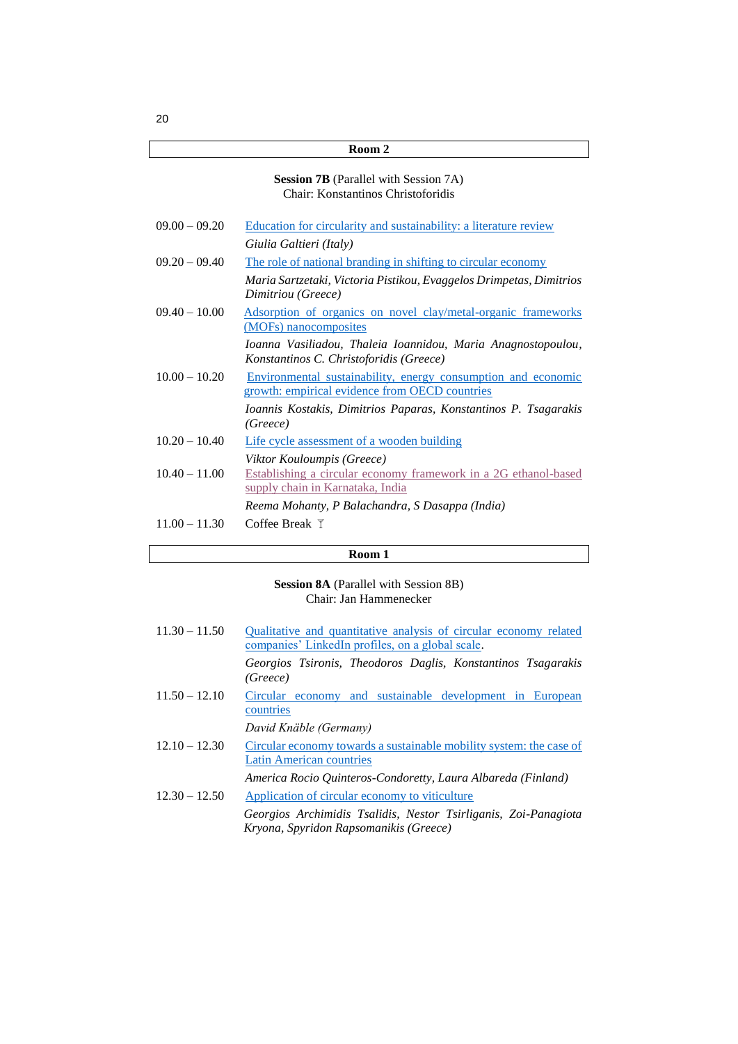## Room 2

**Session 7B** (Parallel with Session 7A)
Chair: Konstantinos Christoforidis

09.00 – 09.20 Education for circularity and sustainability: a literature review
*Giulia Galtieri (Italy)*

09.20 – 09.40 The role of national branding in shifting to circular economy
*Maria Sartzetaki, Victoria Pistikou, Evaggelos Drimpetas, Dimitrios Dimitriou (Greece)*

09.40 – 10.00 Adsorption of organics on novel clay/metal-organic frameworks (MOFs) nanocomposites
*Ioanna Vasiliadou, Thaleia Ioannidou, Maria Anagnostopoulou, Konstantinos C. Christoforidis (Greece)*

10.00 – 10.20 Environmental sustainability, energy consumption and economic growth: empirical evidence from OECD countries
*Ioannis Kostakis, Dimitrios Paparas, Konstantinos P. Tsagarakis (Greece)*

10.20 – 10.40 Life cycle assessment of a wooden building
*Viktor Kouloumpis (Greece)*

10.40 – 11.00 Establishing a circular economy framework in a 2G ethanol-based supply chain in Karnataka, India
*Reema Mohanty, P Balachandra, S Dasappa (India)*

11.00 – 11.30 Coffee Break

## Room 1

**Session 8A** (Parallel with Session 8B)
Chair: Jan Hammenecker

11.30 – 11.50 Qualitative and quantitative analysis of circular economy related companies' LinkedIn profiles, on a global scale.
*Georgios Tsironis, Theodoros Daglis, Konstantinos Tsagarakis (Greece)*

11.50 – 12.10 Circular economy and sustainable development in European countries
*David Knäble (Germany)*

12.10 – 12.30 Circular economy towards a sustainable mobility system: the case of Latin American countries
*America Rocio Quinteros-Condoretty, Laura Albareda (Finland)*

12.30 – 12.50 Application of circular economy to viticulture
*Georgios Archimidis Tsalidis, Nestor Tsirliganis, Zoi-Panagiota Kryona, Spyridon Rapsomanikis (Greece)*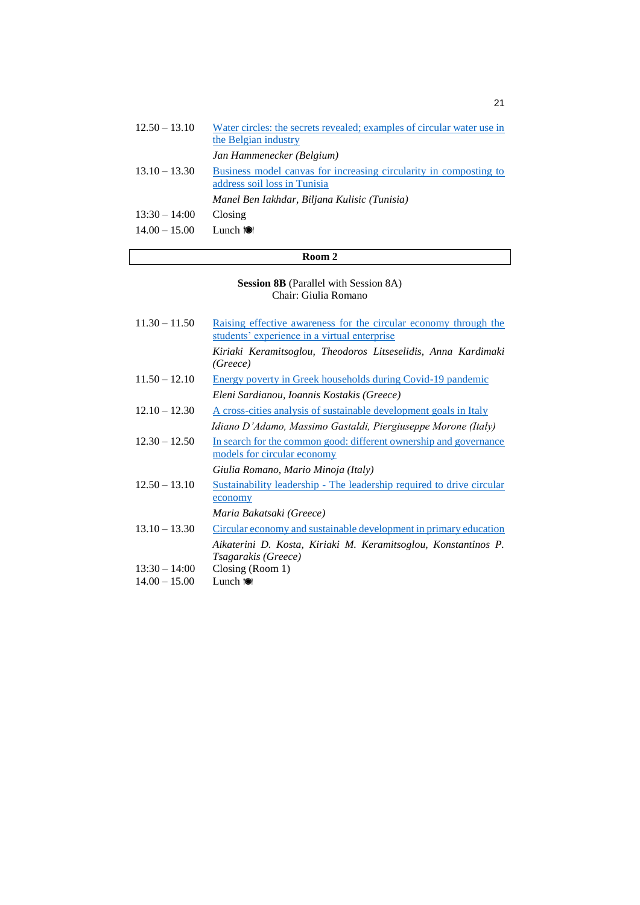| | |
|---|---|
| 12.50 – 13.10 | Water circles: the secrets revealed; examples of circular water use in the Belgian industry |
| | *Jan Hammenecker (Belgium)* |
| 13.10 – 13.30 | Business model canvas for increasing circularity in composting to address soil loss in Tunisia |
| | *Manel Ben Iakhdar, Biljana Kulisic (Tunisia)* |
| 13:30 – 14:00 | Closing |
| 14.00 – 15.00 | Lunch 🍽 |

**Room 2**

**Session 8B** (Parallel with Session 8A)
Chair: Giulia Romano

| | |
|---|---|
| 11.30 – 11.50 | Raising effective awareness for the circular economy through the students' experience in a virtual enterprise |
| | *Kiriaki Keramitsoglou, Theodoros Litseselidis, Anna Kardimaki (Greece)* |
| 11.50 – 12.10 | Energy poverty in Greek households during Covid-19 pandemic |
| | *Eleni Sardianou, Ioannis Kostakis (Greece)* |
| 12.10 – 12.30 | A cross-cities analysis of sustainable development goals in Italy |
| | *Idiano D'Adamo, Massimo Gastaldi, Piergiuseppe Morone (Italy)* |
| 12.30 – 12.50 | In search for the common good: different ownership and governance models for circular economy |
| | *Giulia Romano, Mario Minoja (Italy)* |
| 12.50 – 13.10 | Sustainability leadership - The leadership required to drive circular economy |
| | *Maria Bakatsaki (Greece)* |
| 13.10 – 13.30 | Circular economy and sustainable development in primary education |
| | *Aikaterini D. Kosta, Kiriaki M. Keramitsoglou, Konstantinos P. Tsagarakis (Greece)* |
| 13:30 – 14:00 | Closing (Room 1) |
| 14.00 – 15.00 | Lunch 🍽 |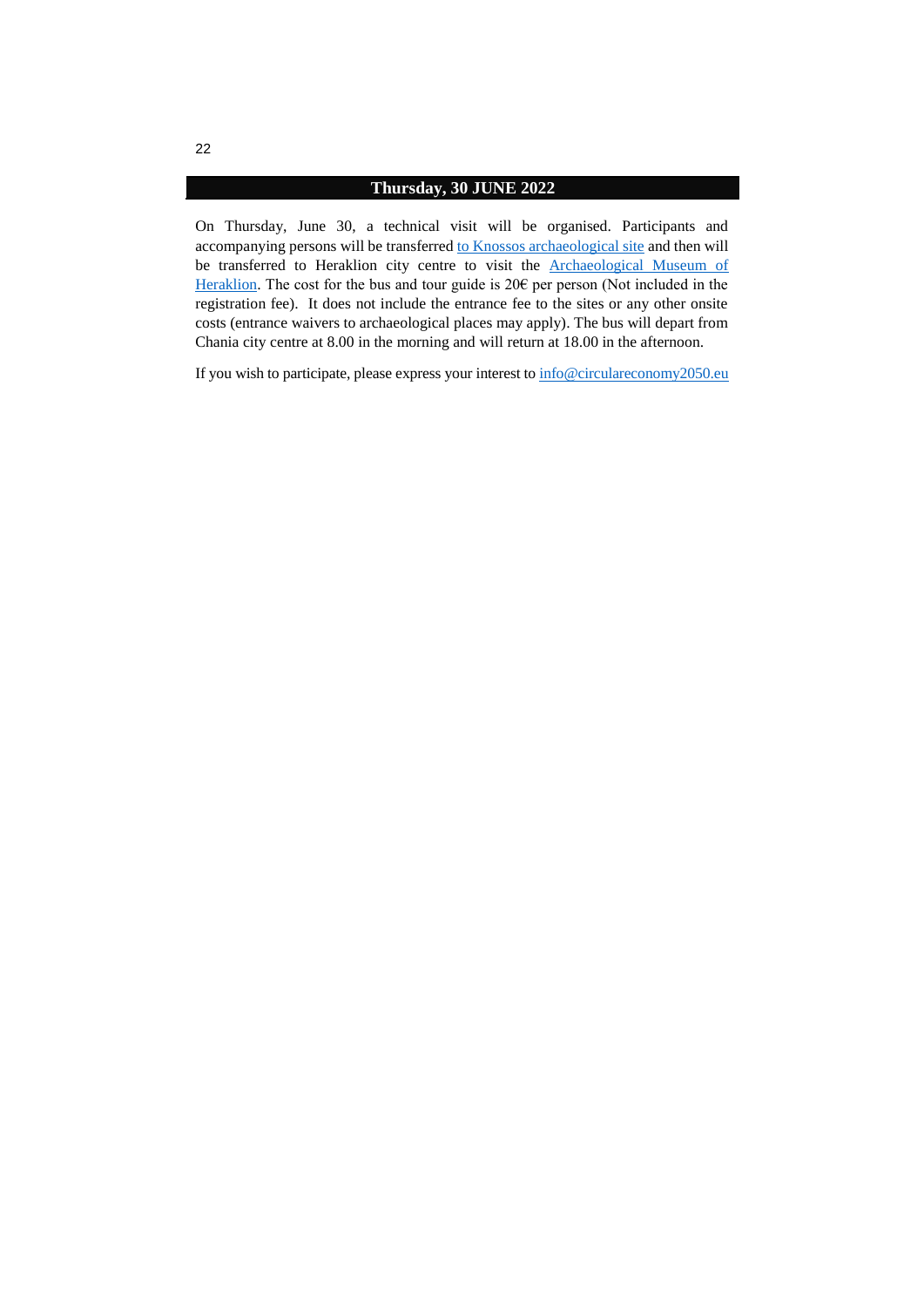## Thursday, 30 JUNE 2022

On Thursday, June 30, a technical visit will be organised. Participants and accompanying persons will be transferred to Knossos archaeological site and then will be transferred to Heraklion city centre to visit the Archaeological Museum of Heraklion. The cost for the bus and tour guide is 20€ per person (Not included in the registration fee). It does not include the entrance fee to the sites or any other onsite costs (entrance waivers to archaeological places may apply). The bus will depart from Chania city centre at 8.00 in the morning and will return at 18.00 in the afternoon.

If you wish to participate, please express your interest to info@circulareconomy2050.eu